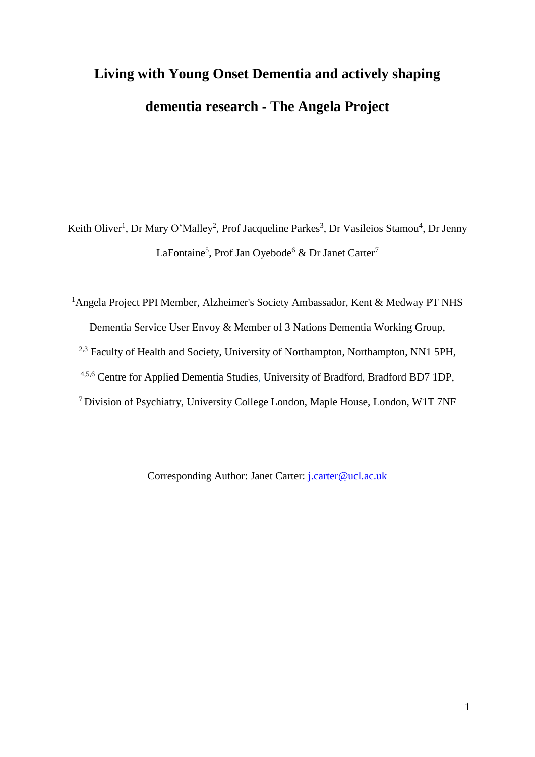# Living with Young Onset Dementia and actively shaping dementia research - The Angela Project

Keith Oliver[1], Dr Mary O'Malley[2], Prof Jacqueline Parkes[3], Dr Vasileios Stamou[4], Dr Jenny LaFontaine[5], Prof Jan Oyebode[6] & Dr Janet Carter[7]

[1]Angela Project PPI Member, Alzheimer's Society Ambassador, Kent & Medway PT NHS Dementia Service User Envoy & Member of 3 Nations Dementia Working Group,

[2,3] Faculty of Health and Society, University of Northampton, Northampton, NN1 5PH,

[4,5,6] Centre for Applied Dementia Studies, University of Bradford, Bradford BD7 1DP,

[7] Division of Psychiatry, University College London, Maple House, London, W1T 7NF

Corresponding Author: Janet Carter: j.carter@ucl.ac.uk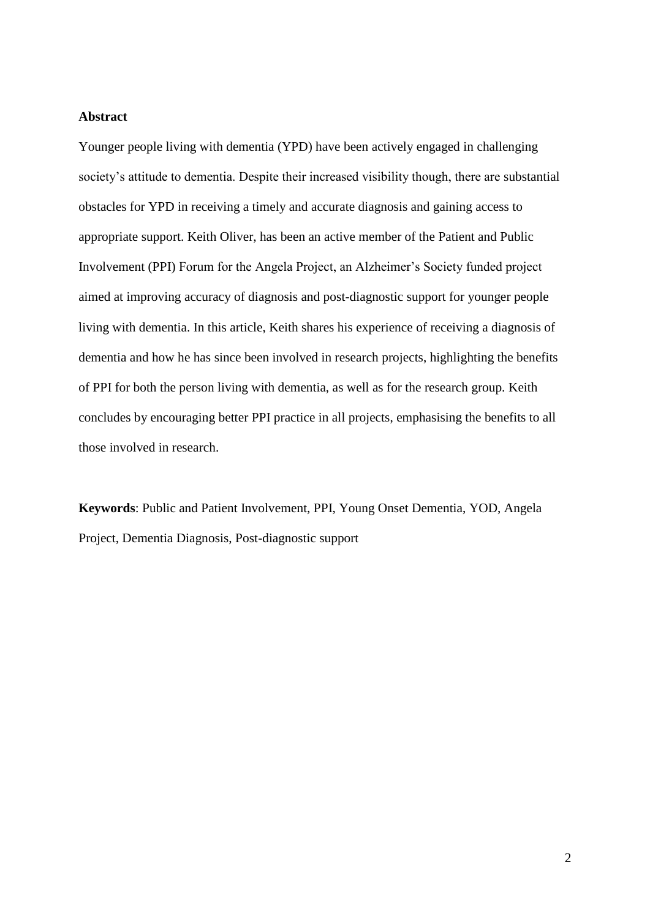## Abstract

Younger people living with dementia (YPD) have been actively engaged in challenging society's attitude to dementia. Despite their increased visibility though, there are substantial obstacles for YPD in receiving a timely and accurate diagnosis and gaining access to appropriate support. Keith Oliver, has been an active member of the Patient and Public Involvement (PPI) Forum for the Angela Project, an Alzheimer's Society funded project aimed at improving accuracy of diagnosis and post-diagnostic support for younger people living with dementia. In this article, Keith shares his experience of receiving a diagnosis of dementia and how he has since been involved in research projects, highlighting the benefits of PPI for both the person living with dementia, as well as for the research group. Keith concludes by encouraging better PPI practice in all projects, emphasising the benefits to all those involved in research.

**Keywords**: Public and Patient Involvement, PPI, Young Onset Dementia, YOD, Angela Project, Dementia Diagnosis, Post-diagnostic support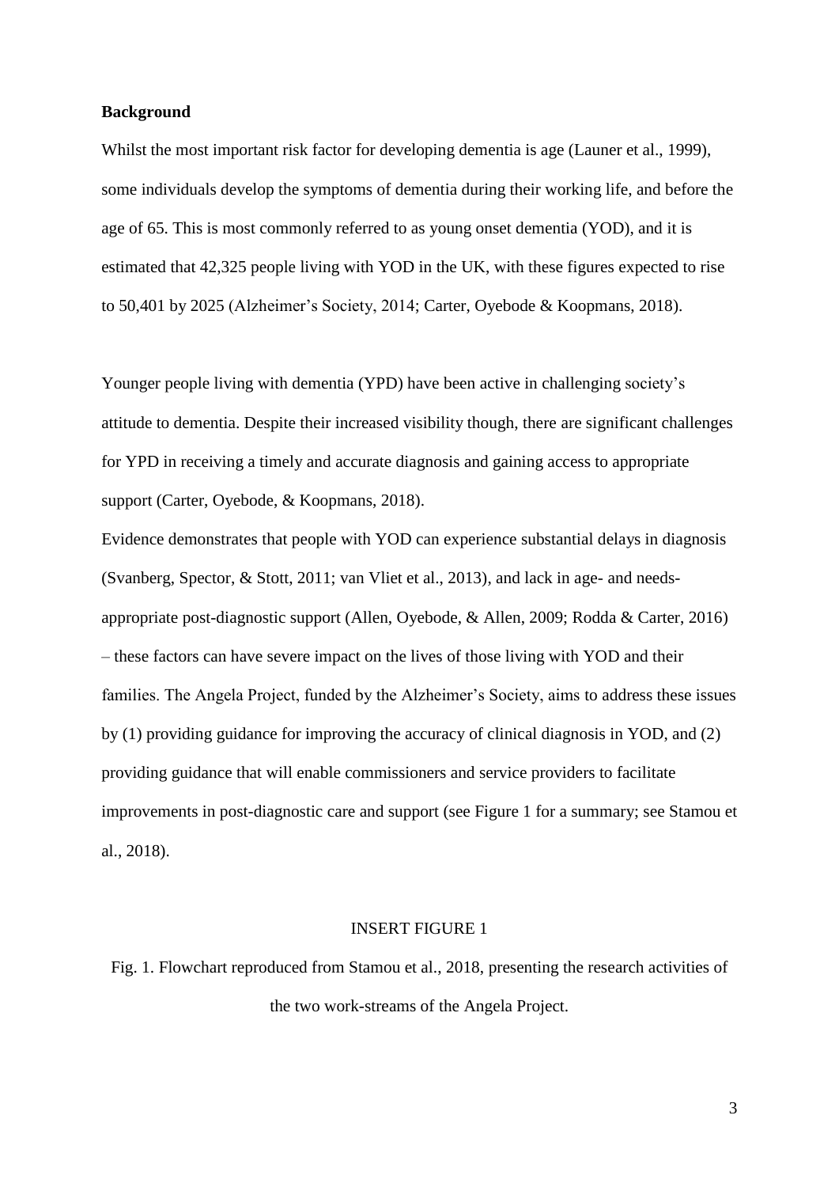**Background**

Whilst the most important risk factor for developing dementia is age (Launer et al., 1999), some individuals develop the symptoms of dementia during their working life, and before the age of 65. This is most commonly referred to as young onset dementia (YOD), and it is estimated that 42,325 people living with YOD in the UK, with these figures expected to rise to 50,401 by 2025 (Alzheimer's Society, 2014; Carter, Oyebode & Koopmans, 2018).

Younger people living with dementia (YPD) have been active in challenging society's attitude to dementia. Despite their increased visibility though, there are significant challenges for YPD in receiving a timely and accurate diagnosis and gaining access to appropriate support (Carter, Oyebode, & Koopmans, 2018).

Evidence demonstrates that people with YOD can experience substantial delays in diagnosis (Svanberg, Spector, & Stott, 2011; van Vliet et al., 2013), and lack in age- and needs-appropriate post-diagnostic support (Allen, Oyebode, & Allen, 2009; Rodda & Carter, 2016) – these factors can have severe impact on the lives of those living with YOD and their families. The Angela Project, funded by the Alzheimer's Society, aims to address these issues by (1) providing guidance for improving the accuracy of clinical diagnosis in YOD, and (2) providing guidance that will enable commissioners and service providers to facilitate improvements in post-diagnostic care and support (see Figure 1 for a summary; see Stamou et al., 2018).

INSERT FIGURE 1

Fig. 1. Flowchart reproduced from Stamou et al., 2018, presenting the research activities of the two work-streams of the Angela Project.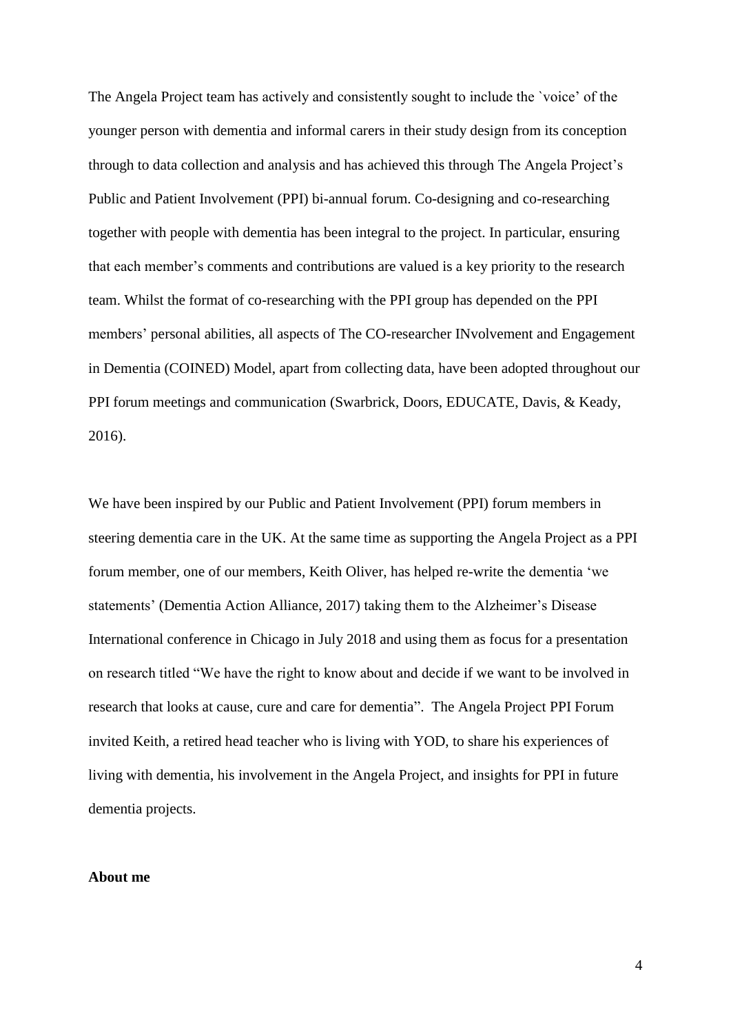The Angela Project team has actively and consistently sought to include the `voice' of the younger person with dementia and informal carers in their study design from its conception through to data collection and analysis and has achieved this through The Angela Project's Public and Patient Involvement (PPI) bi-annual forum. Co-designing and co-researching together with people with dementia has been integral to the project. In particular, ensuring that each member's comments and contributions are valued is a key priority to the research team. Whilst the format of co-researching with the PPI group has depended on the PPI members' personal abilities, all aspects of The CO-researcher INvolvement and Engagement in Dementia (COINED) Model, apart from collecting data, have been adopted throughout our PPI forum meetings and communication (Swarbrick, Doors, EDUCATE, Davis, & Keady, 2016).

We have been inspired by our Public and Patient Involvement (PPI) forum members in steering dementia care in the UK. At the same time as supporting the Angela Project as a PPI forum member, one of our members, Keith Oliver, has helped re-write the dementia 'we statements' (Dementia Action Alliance, 2017) taking them to the Alzheimer's Disease International conference in Chicago in July 2018 and using them as focus for a presentation on research titled "We have the right to know about and decide if we want to be involved in research that looks at cause, cure and care for dementia". The Angela Project PPI Forum invited Keith, a retired head teacher who is living with YOD, to share his experiences of living with dementia, his involvement in the Angela Project, and insights for PPI in future dementia projects.

**About me**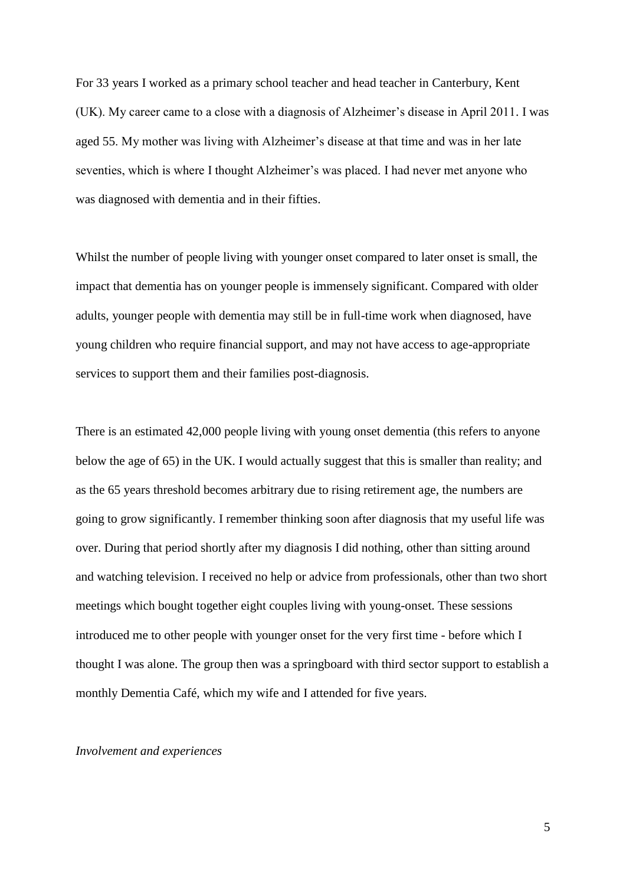For 33 years I worked as a primary school teacher and head teacher in Canterbury, Kent (UK). My career came to a close with a diagnosis of Alzheimer's disease in April 2011. I was aged 55. My mother was living with Alzheimer's disease at that time and was in her late seventies, which is where I thought Alzheimer's was placed. I had never met anyone who was diagnosed with dementia and in their fifties.

Whilst the number of people living with younger onset compared to later onset is small, the impact that dementia has on younger people is immensely significant. Compared with older adults, younger people with dementia may still be in full-time work when diagnosed, have young children who require financial support, and may not have access to age-appropriate services to support them and their families post-diagnosis.

There is an estimated 42,000 people living with young onset dementia (this refers to anyone below the age of 65) in the UK. I would actually suggest that this is smaller than reality; and as the 65 years threshold becomes arbitrary due to rising retirement age, the numbers are going to grow significantly. I remember thinking soon after diagnosis that my useful life was over. During that period shortly after my diagnosis I did nothing, other than sitting around and watching television. I received no help or advice from professionals, other than two short meetings which bought together eight couples living with young-onset. These sessions introduced me to other people with younger onset for the very first time - before which I thought I was alone. The group then was a springboard with third sector support to establish a monthly Dementia Café, which my wife and I attended for five years.

*Involvement and experiences*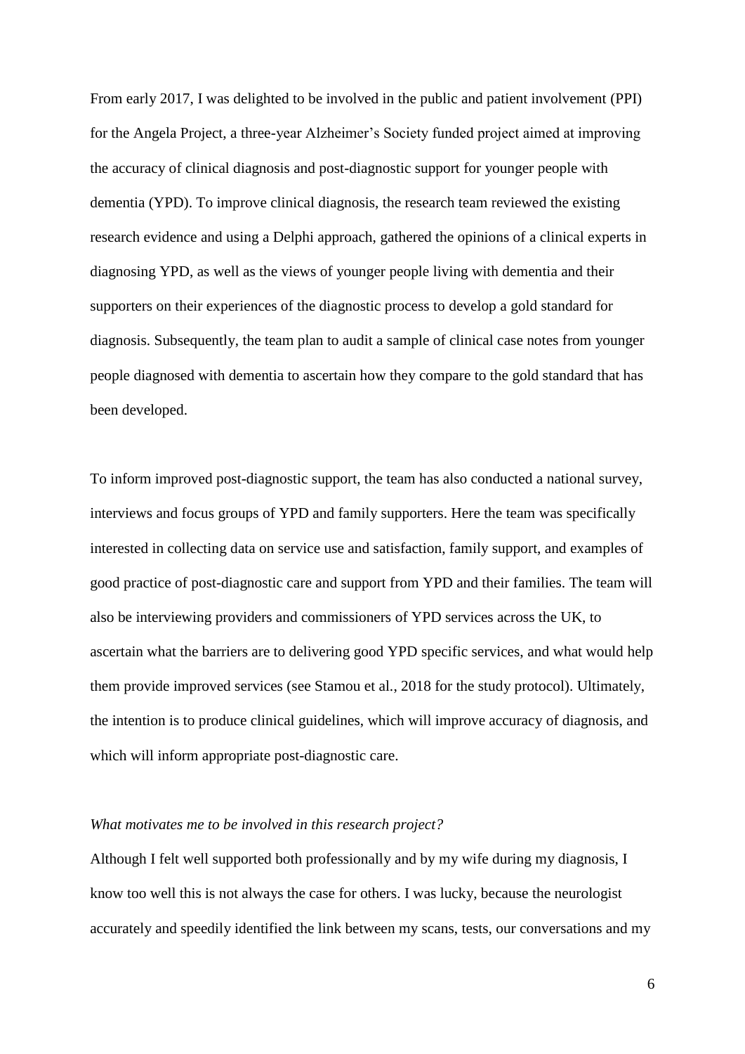From early 2017, I was delighted to be involved in the public and patient involvement (PPI) for the Angela Project, a three-year Alzheimer's Society funded project aimed at improving the accuracy of clinical diagnosis and post-diagnostic support for younger people with dementia (YPD). To improve clinical diagnosis, the research team reviewed the existing research evidence and using a Delphi approach, gathered the opinions of a clinical experts in diagnosing YPD, as well as the views of younger people living with dementia and their supporters on their experiences of the diagnostic process to develop a gold standard for diagnosis. Subsequently, the team plan to audit a sample of clinical case notes from younger people diagnosed with dementia to ascertain how they compare to the gold standard that has been developed.

To inform improved post-diagnostic support, the team has also conducted a national survey, interviews and focus groups of YPD and family supporters. Here the team was specifically interested in collecting data on service use and satisfaction, family support, and examples of good practice of post-diagnostic care and support from YPD and their families. The team will also be interviewing providers and commissioners of YPD services across the UK, to ascertain what the barriers are to delivering good YPD specific services, and what would help them provide improved services (see Stamou et al., 2018 for the study protocol). Ultimately, the intention is to produce clinical guidelines, which will improve accuracy of diagnosis, and which will inform appropriate post-diagnostic care.

*What motivates me to be involved in this research project?*

Although I felt well supported both professionally and by my wife during my diagnosis, I know too well this is not always the case for others. I was lucky, because the neurologist accurately and speedily identified the link between my scans, tests, our conversations and my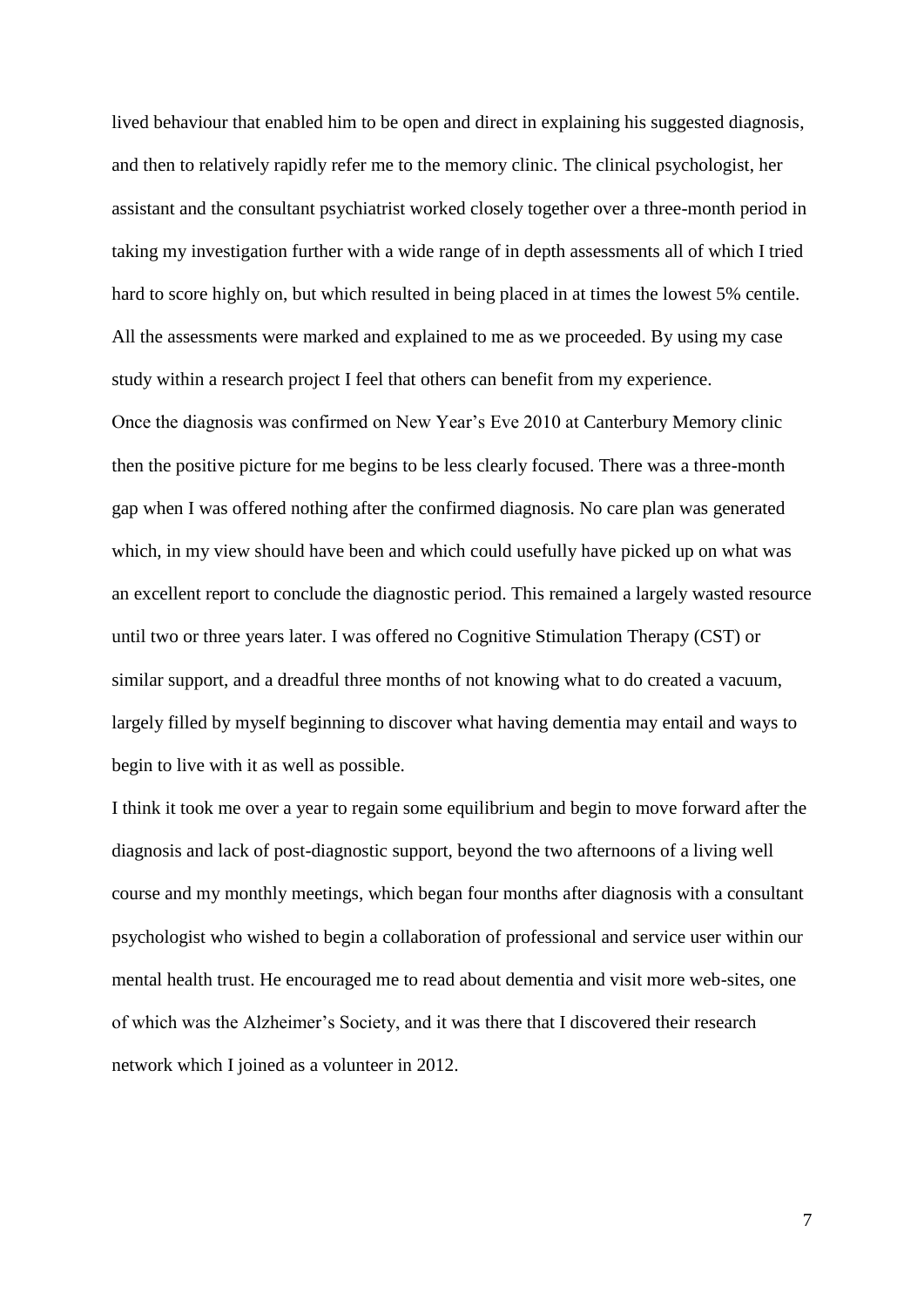lived behaviour that enabled him to be open and direct in explaining his suggested diagnosis, and then to relatively rapidly refer me to the memory clinic. The clinical psychologist, her assistant and the consultant psychiatrist worked closely together over a three-month period in taking my investigation further with a wide range of in depth assessments all of which I tried hard to score highly on, but which resulted in being placed in at times the lowest 5% centile. All the assessments were marked and explained to me as we proceeded. By using my case study within a research project I feel that others can benefit from my experience.

Once the diagnosis was confirmed on New Year's Eve 2010 at Canterbury Memory clinic then the positive picture for me begins to be less clearly focused. There was a three-month gap when I was offered nothing after the confirmed diagnosis. No care plan was generated which, in my view should have been and which could usefully have picked up on what was an excellent report to conclude the diagnostic period. This remained a largely wasted resource until two or three years later. I was offered no Cognitive Stimulation Therapy (CST) or similar support, and a dreadful three months of not knowing what to do created a vacuum, largely filled by myself beginning to discover what having dementia may entail and ways to begin to live with it as well as possible.

I think it took me over a year to regain some equilibrium and begin to move forward after the diagnosis and lack of post-diagnostic support, beyond the two afternoons of a living well course and my monthly meetings, which began four months after diagnosis with a consultant psychologist who wished to begin a collaboration of professional and service user within our mental health trust. He encouraged me to read about dementia and visit more web-sites, one of which was the Alzheimer's Society, and it was there that I discovered their research network which I joined as a volunteer in 2012.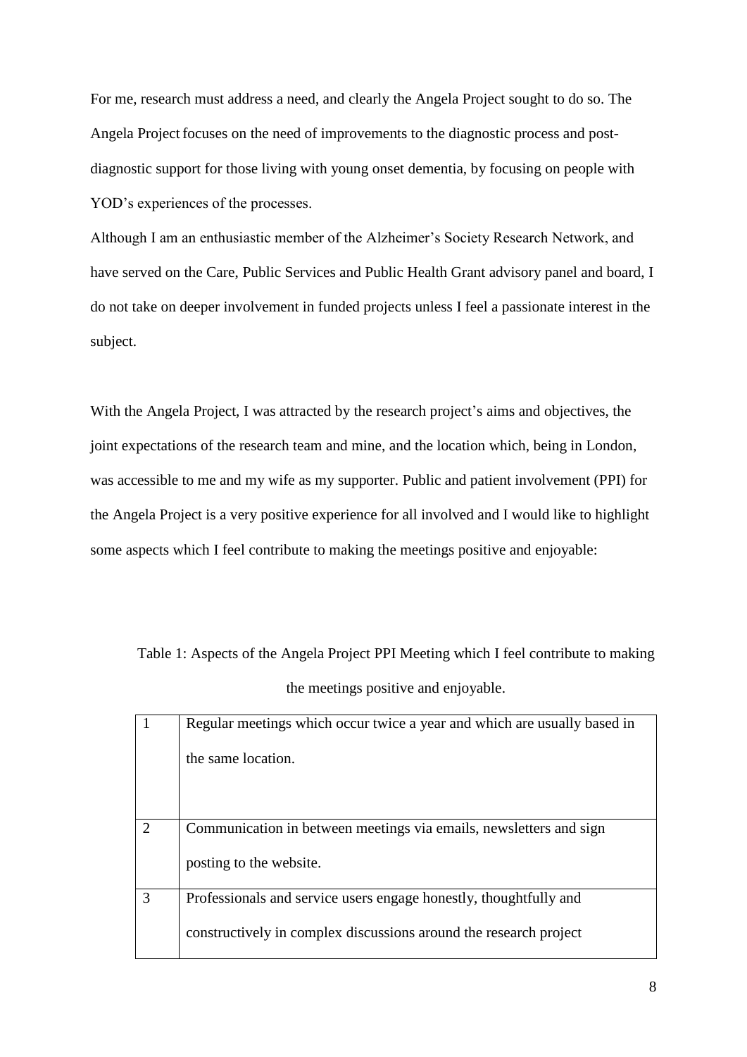For me, research must address a need, and clearly the Angela Project sought to do so. The Angela Project focuses on the need of improvements to the diagnostic process and post-diagnostic support for those living with young onset dementia, by focusing on people with YOD's experiences of the processes.

Although I am an enthusiastic member of the Alzheimer's Society Research Network, and have served on the Care, Public Services and Public Health Grant advisory panel and board, I do not take on deeper involvement in funded projects unless I feel a passionate interest in the subject.

With the Angela Project, I was attracted by the research project's aims and objectives, the joint expectations of the research team and mine, and the location which, being in London, was accessible to me and my wife as my supporter. Public and patient involvement (PPI) for the Angela Project is a very positive experience for all involved and I would like to highlight some aspects which I feel contribute to making the meetings positive and enjoyable:

Table 1: Aspects of the Angela Project PPI Meeting which I feel contribute to making the meetings positive and enjoyable.

| | |
|---|---|
| 1 | Regular meetings which occur twice a year and which are usually based in the same location. |
| 2 | Communication in between meetings via emails, newsletters and sign posting to the website. |
| 3 | Professionals and service users engage honestly, thoughtfully and constructively in complex discussions around the research project |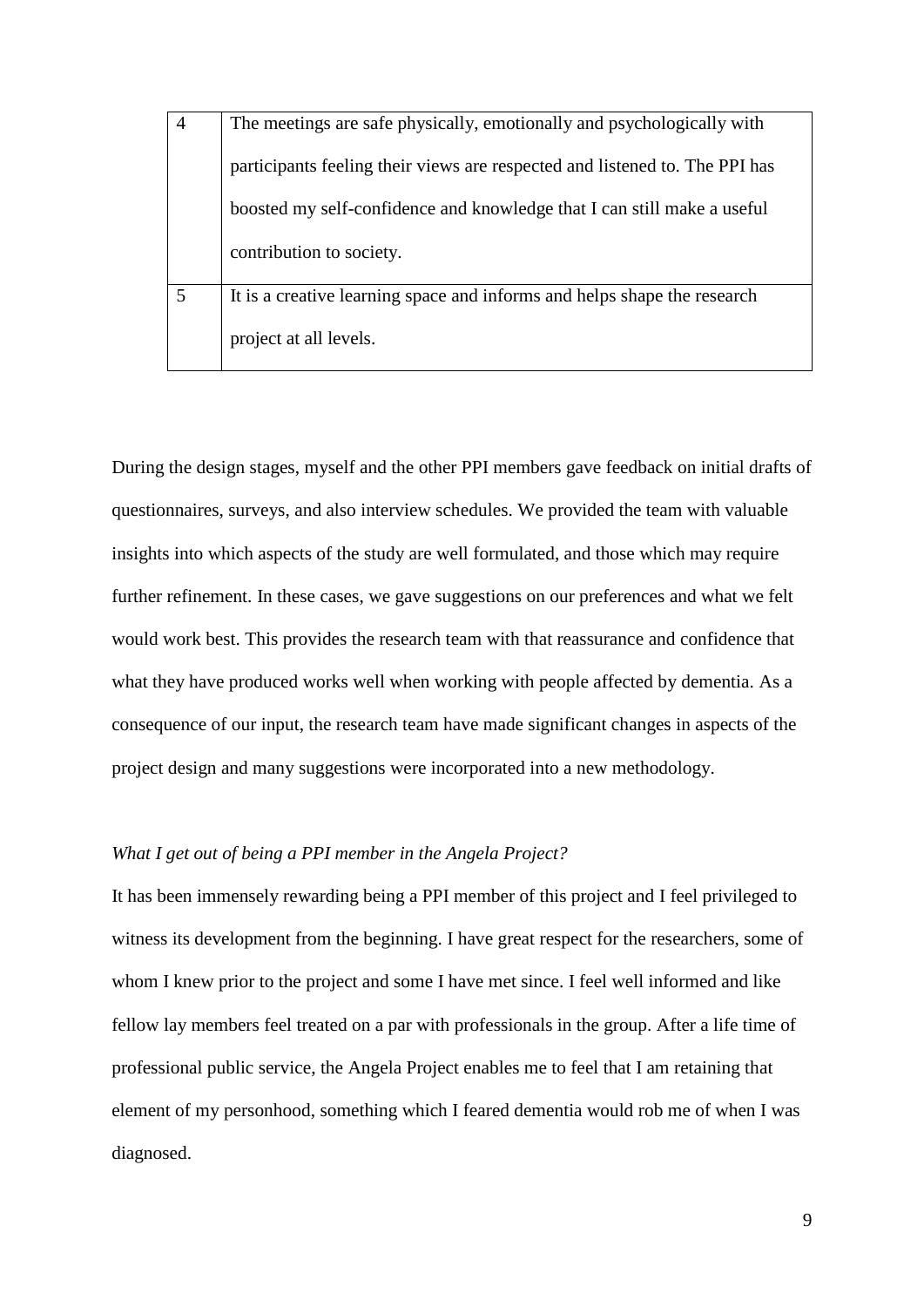| | |
|---|---|
| 4 | The meetings are safe physically, emotionally and psychologically with participants feeling their views are respected and listened to. The PPI has boosted my self-confidence and knowledge that I can still make a useful contribution to society. |
| 5 | It is a creative learning space and informs and helps shape the research project at all levels. |

During the design stages, myself and the other PPI members gave feedback on initial drafts of questionnaires, surveys, and also interview schedules. We provided the team with valuable insights into which aspects of the study are well formulated, and those which may require further refinement. In these cases, we gave suggestions on our preferences and what we felt would work best. This provides the research team with that reassurance and confidence that what they have produced works well when working with people affected by dementia. As a consequence of our input, the research team have made significant changes in aspects of the project design and many suggestions were incorporated into a new methodology.

*What I get out of being a PPI member in the Angela Project?*

It has been immensely rewarding being a PPI member of this project and I feel privileged to witness its development from the beginning. I have great respect for the researchers, some of whom I knew prior to the project and some I have met since. I feel well informed and like fellow lay members feel treated on a par with professionals in the group. After a life time of professional public service, the Angela Project enables me to feel that I am retaining that element of my personhood, something which I feared dementia would rob me of when I was diagnosed.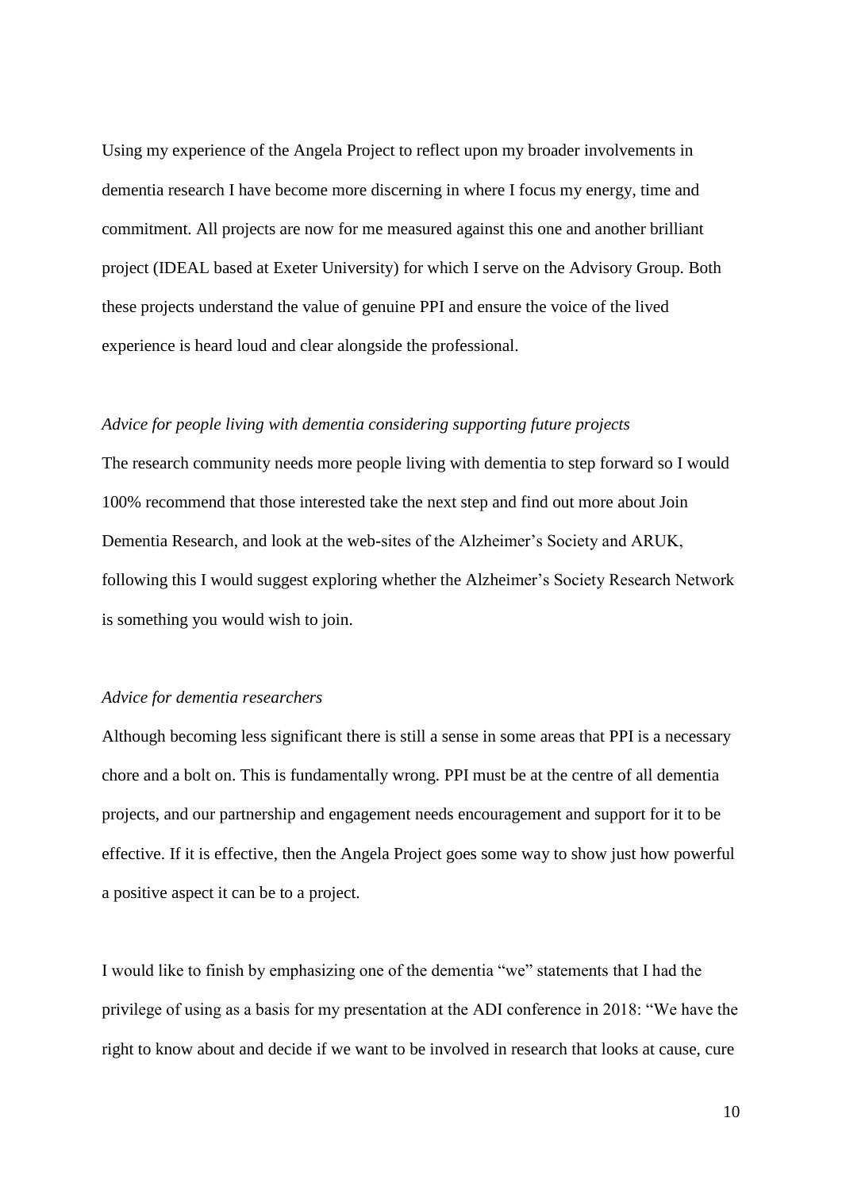Using my experience of the Angela Project to reflect upon my broader involvements in dementia research I have become more discerning in where I focus my energy, time and commitment. All projects are now for me measured against this one and another brilliant project (IDEAL based at Exeter University) for which I serve on the Advisory Group. Both these projects understand the value of genuine PPI and ensure the voice of the lived experience is heard loud and clear alongside the professional.

*Advice for people living with dementia considering supporting future projects*

The research community needs more people living with dementia to step forward so I would 100% recommend that those interested take the next step and find out more about Join Dementia Research, and look at the web-sites of the Alzheimer's Society and ARUK, following this I would suggest exploring whether the Alzheimer's Society Research Network is something you would wish to join.

*Advice for dementia researchers*

Although becoming less significant there is still a sense in some areas that PPI is a necessary chore and a bolt on. This is fundamentally wrong. PPI must be at the centre of all dementia projects, and our partnership and engagement needs encouragement and support for it to be effective. If it is effective, then the Angela Project goes some way to show just how powerful a positive aspect it can be to a project.

I would like to finish by emphasizing one of the dementia "we" statements that I had the privilege of using as a basis for my presentation at the ADI conference in 2018: "We have the right to know about and decide if we want to be involved in research that looks at cause, cure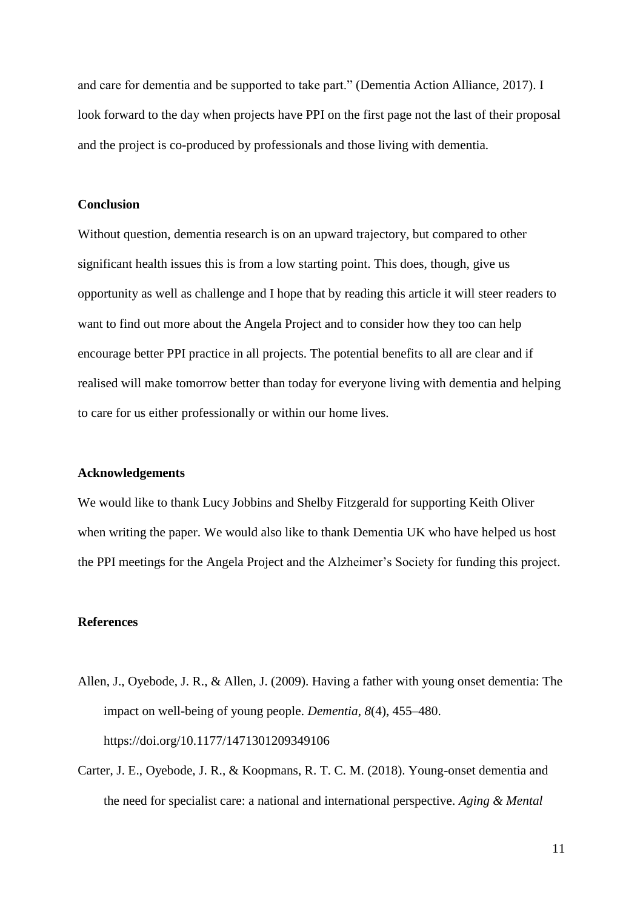and care for dementia and be supported to take part." (Dementia Action Alliance, 2017). I look forward to the day when projects have PPI on the first page not the last of their proposal and the project is co-produced by professionals and those living with dementia.

## Conclusion

Without question, dementia research is on an upward trajectory, but compared to other significant health issues this is from a low starting point. This does, though, give us opportunity as well as challenge and I hope that by reading this article it will steer readers to want to find out more about the Angela Project and to consider how they too can help encourage better PPI practice in all projects. The potential benefits to all are clear and if realised will make tomorrow better than today for everyone living with dementia and helping to care for us either professionally or within our home lives.

## Acknowledgements

We would like to thank Lucy Jobbins and Shelby Fitzgerald for supporting Keith Oliver when writing the paper. We would also like to thank Dementia UK who have helped us host the PPI meetings for the Angela Project and the Alzheimer's Society for funding this project.

## References

Allen, J., Oyebode, J. R., & Allen, J. (2009). Having a father with young onset dementia: The impact on well-being of young people. *Dementia*, *8*(4), 455–480. https://doi.org/10.1177/1471301209349106

Carter, J. E., Oyebode, J. R., & Koopmans, R. T. C. M. (2018). Young-onset dementia and the need for specialist care: a national and international perspective. *Aging & Mental*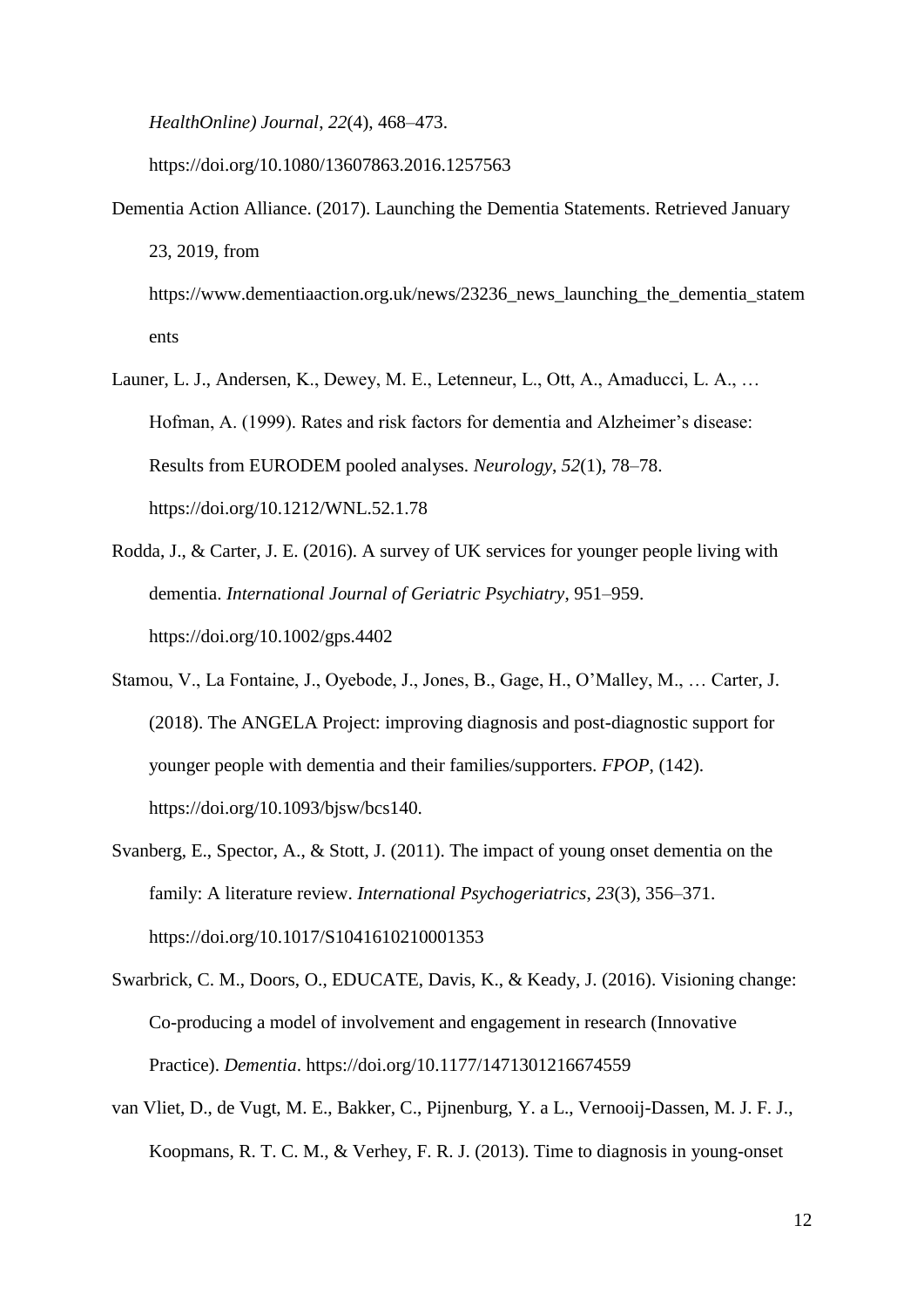*HealthOnline) Journal*, *22*(4), 468–473. https://doi.org/10.1080/13607863.2016.1257563

Dementia Action Alliance. (2017). Launching the Dementia Statements. Retrieved January 23, 2019, from https://www.dementiaaction.org.uk/news/23236_news_launching_the_dementia_statements

Launer, L. J., Andersen, K., Dewey, M. E., Letenneur, L., Ott, A., Amaducci, L. A., … Hofman, A. (1999). Rates and risk factors for dementia and Alzheimer's disease: Results from EURODEM pooled analyses. *Neurology*, *52*(1), 78–78. https://doi.org/10.1212/WNL.52.1.78

Rodda, J., & Carter, J. E. (2016). A survey of UK services for younger people living with dementia. *International Journal of Geriatric Psychiatry*, 951–959. https://doi.org/10.1002/gps.4402

Stamou, V., La Fontaine, J., Oyebode, J., Jones, B., Gage, H., O'Malley, M., … Carter, J. (2018). The ANGELA Project: improving diagnosis and post-diagnostic support for younger people with dementia and their families/supporters. *FPOP*, (142). https://doi.org/10.1093/bjsw/bcs140.

Svanberg, E., Spector, A., & Stott, J. (2011). The impact of young onset dementia on the family: A literature review. *International Psychogeriatrics*, *23*(3), 356–371. https://doi.org/10.1017/S1041610210001353

Swarbrick, C. M., Doors, O., EDUCATE, Davis, K., & Keady, J. (2016). Visioning change: Co-producing a model of involvement and engagement in research (Innovative Practice). *Dementia*. https://doi.org/10.1177/1471301216674559

van Vliet, D., de Vugt, M. E., Bakker, C., Pijnenburg, Y. a L., Vernooij-Dassen, M. J. F. J., Koopmans, R. T. C. M., & Verhey, F. R. J. (2013). Time to diagnosis in young-onset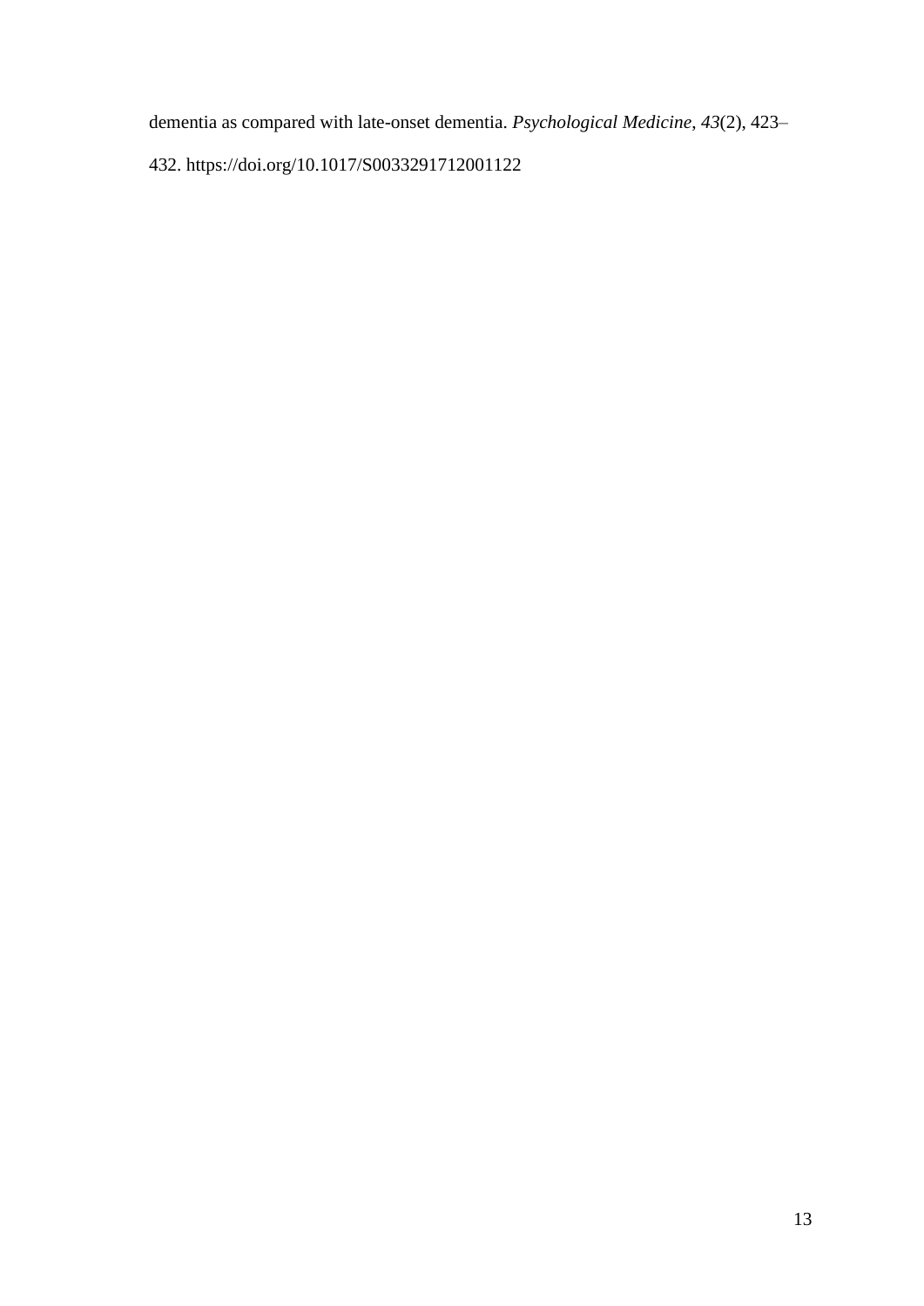dementia as compared with late-onset dementia. *Psychological Medicine*, *43*(2), 423–432. https://doi.org/10.1017/S0033291712001122